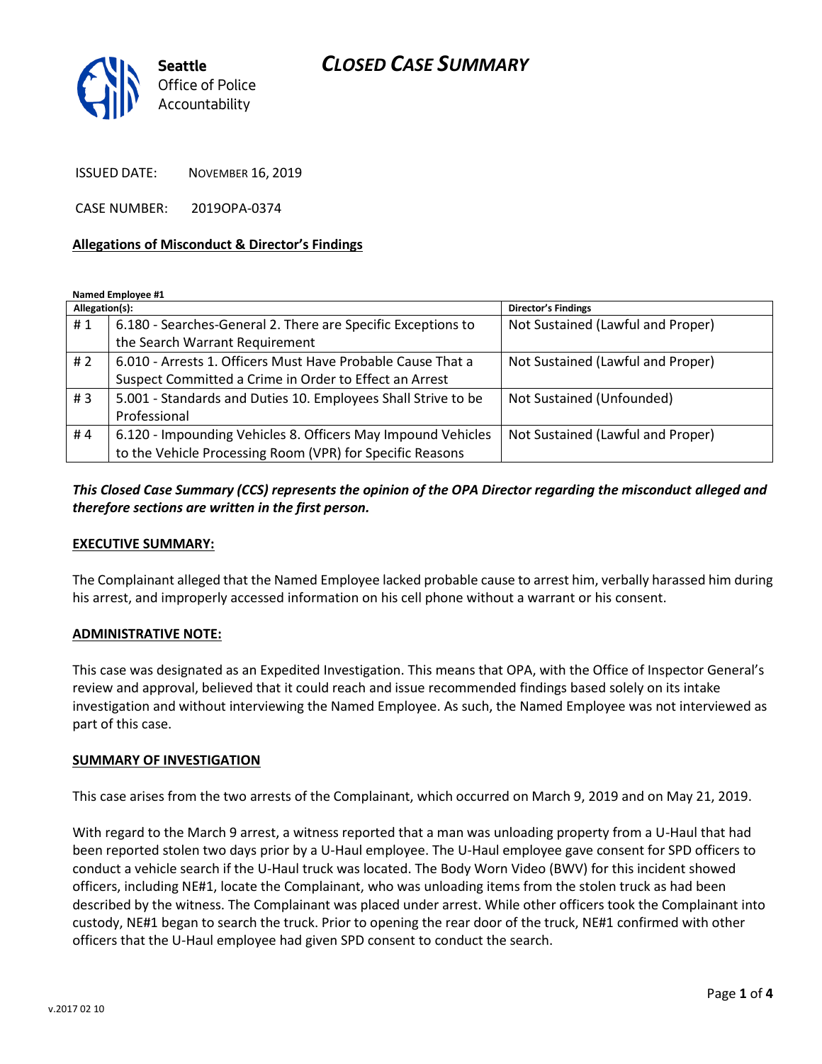# CLOSED CASE SUMMARY

Seattle Office of Police Accountability

ISSUED DATE: NOVEMBER 16, 2019

CASE NUMBER: 2019OPA-0374

**Allegations of Misconduct & Director's Findings**

**Named Employee #1**

| Allegation(s): | | Director's Findings |
|---|---|---|
| # 1 | 6.180 - Searches-General 2. There are Specific Exceptions to the Search Warrant Requirement | Not Sustained (Lawful and Proper) |
| # 2 | 6.010 - Arrests 1. Officers Must Have Probable Cause That a Suspect Committed a Crime in Order to Effect an Arrest | Not Sustained (Lawful and Proper) |
| # 3 | 5.001 - Standards and Duties 10. Employees Shall Strive to be Professional | Not Sustained (Unfounded) |
| # 4 | 6.120 - Impounding Vehicles 8. Officers May Impound Vehicles to the Vehicle Processing Room (VPR) for Specific Reasons | Not Sustained (Lawful and Proper) |

***This Closed Case Summary (CCS) represents the opinion of the OPA Director regarding the misconduct alleged and therefore sections are written in the first person.***

**EXECUTIVE SUMMARY:**

The Complainant alleged that the Named Employee lacked probable cause to arrest him, verbally harassed him during his arrest, and improperly accessed information on his cell phone without a warrant or his consent.

**ADMINISTRATIVE NOTE:**

This case was designated as an Expedited Investigation. This means that OPA, with the Office of Inspector General's review and approval, believed that it could reach and issue recommended findings based solely on its intake investigation and without interviewing the Named Employee. As such, the Named Employee was not interviewed as part of this case.

**SUMMARY OF INVESTIGATION**

This case arises from the two arrests of the Complainant, which occurred on March 9, 2019 and on May 21, 2019.

With regard to the March 9 arrest, a witness reported that a man was unloading property from a U-Haul that had been reported stolen two days prior by a U-Haul employee. The U-Haul employee gave consent for SPD officers to conduct a vehicle search if the U-Haul truck was located. The Body Worn Video (BWV) for this incident showed officers, including NE#1, locate the Complainant, who was unloading items from the stolen truck as had been described by the witness. The Complainant was placed under arrest. While other officers took the Complainant into custody, NE#1 began to search the truck. Prior to opening the rear door of the truck, NE#1 confirmed with other officers that the U-Haul employee had given SPD consent to conduct the search.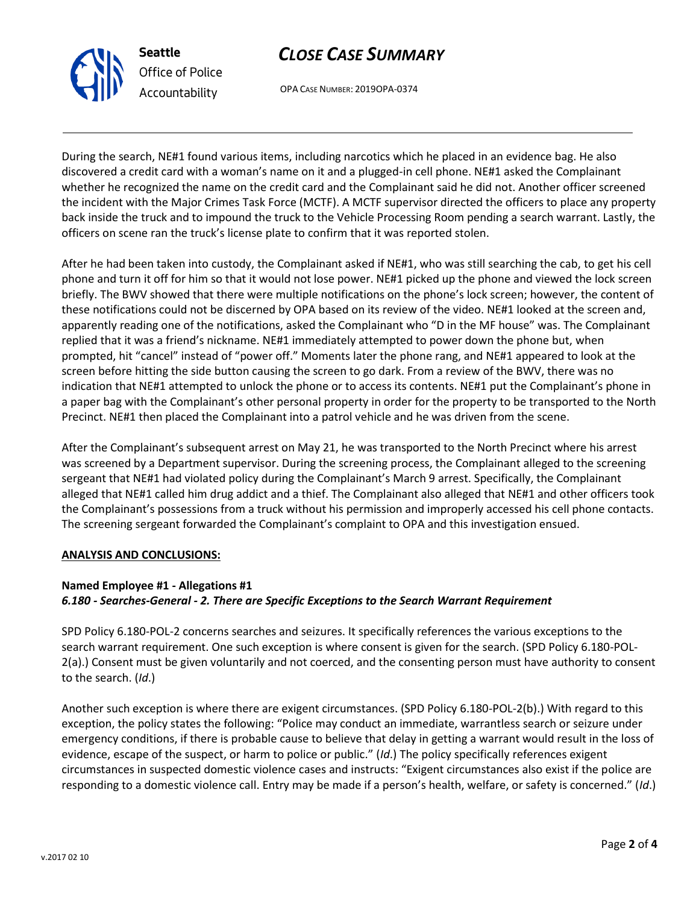During the search, NE#1 found various items, including narcotics which he placed in an evidence bag. He also discovered a credit card with a woman's name on it and a plugged-in cell phone. NE#1 asked the Complainant whether he recognized the name on the credit card and the Complainant said he did not. Another officer screened the incident with the Major Crimes Task Force (MCTF). A MCTF supervisor directed the officers to place any property back inside the truck and to impound the truck to the Vehicle Processing Room pending a search warrant. Lastly, the officers on scene ran the truck's license plate to confirm that it was reported stolen.

After he had been taken into custody, the Complainant asked if NE#1, who was still searching the cab, to get his cell phone and turn it off for him so that it would not lose power. NE#1 picked up the phone and viewed the lock screen briefly. The BWV showed that there were multiple notifications on the phone's lock screen; however, the content of these notifications could not be discerned by OPA based on its review of the video. NE#1 looked at the screen and, apparently reading one of the notifications, asked the Complainant who "D in the MF house" was. The Complainant replied that it was a friend's nickname. NE#1 immediately attempted to power down the phone but, when prompted, hit "cancel" instead of "power off." Moments later the phone rang, and NE#1 appeared to look at the screen before hitting the side button causing the screen to go dark. From a review of the BWV, there was no indication that NE#1 attempted to unlock the phone or to access its contents. NE#1 put the Complainant's phone in a paper bag with the Complainant's other personal property in order for the property to be transported to the North Precinct. NE#1 then placed the Complainant into a patrol vehicle and he was driven from the scene.

After the Complainant's subsequent arrest on May 21, he was transported to the North Precinct where his arrest was screened by a Department supervisor. During the screening process, the Complainant alleged to the screening sergeant that NE#1 had violated policy during the Complainant's March 9 arrest. Specifically, the Complainant alleged that NE#1 called him drug addict and a thief. The Complainant also alleged that NE#1 and other officers took the Complainant's possessions from a truck without his permission and improperly accessed his cell phone contacts. The screening sergeant forwarded the Complainant's complaint to OPA and this investigation ensued.

**ANALYSIS AND CONCLUSIONS:**

**Named Employee #1 - Allegations #1**
***6.180 - Searches-General - 2. There are Specific Exceptions to the Search Warrant Requirement***

SPD Policy 6.180-POL-2 concerns searches and seizures. It specifically references the various exceptions to the search warrant requirement. One such exception is where consent is given for the search. (SPD Policy 6.180-POL-2(a).) Consent must be given voluntarily and not coerced, and the consenting person must have authority to consent to the search. (*Id*.)

Another such exception is where there are exigent circumstances. (SPD Policy 6.180-POL-2(b).) With regard to this exception, the policy states the following: "Police may conduct an immediate, warrantless search or seizure under emergency conditions, if there is probable cause to believe that delay in getting a warrant would result in the loss of evidence, escape of the suspect, or harm to police or public." (*Id*.) The policy specifically references exigent circumstances in suspected domestic violence cases and instructs: "Exigent circumstances also exist if the police are responding to a domestic violence call. Entry may be made if a person's health, welfare, or safety is concerned." (*Id*.)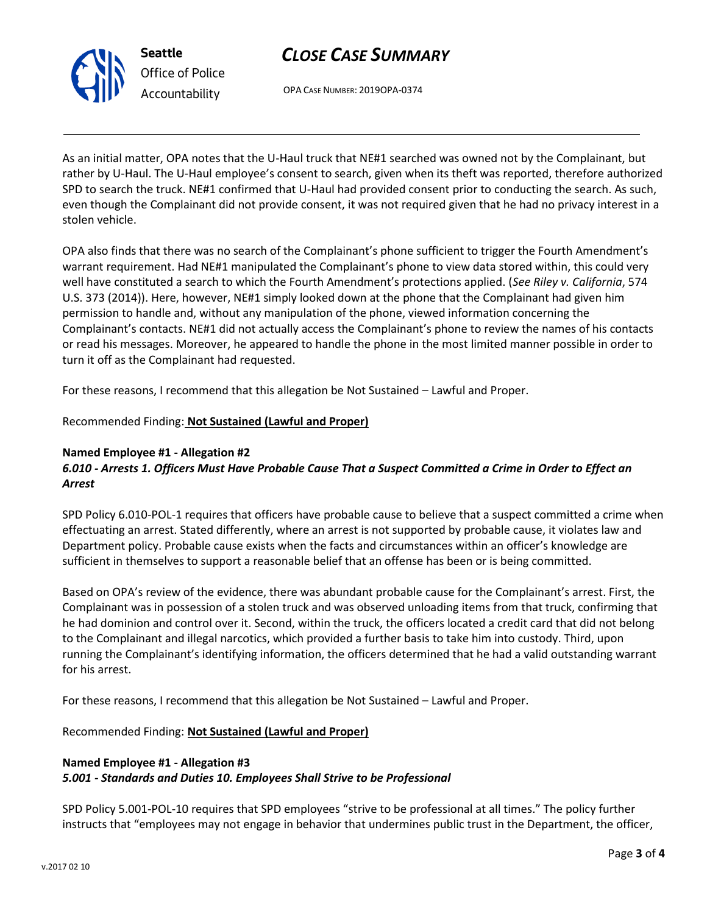As an initial matter, OPA notes that the U-Haul truck that NE#1 searched was owned not by the Complainant, but rather by U-Haul. The U-Haul employee's consent to search, given when its theft was reported, therefore authorized SPD to search the truck. NE#1 confirmed that U-Haul had provided consent prior to conducting the search. As such, even though the Complainant did not provide consent, it was not required given that he had no privacy interest in a stolen vehicle.

OPA also finds that there was no search of the Complainant's phone sufficient to trigger the Fourth Amendment's warrant requirement. Had NE#1 manipulated the Complainant's phone to view data stored within, this could very well have constituted a search to which the Fourth Amendment's protections applied. (*See Riley v. California*, 574 U.S. 373 (2014)). Here, however, NE#1 simply looked down at the phone that the Complainant had given him permission to handle and, without any manipulation of the phone, viewed information concerning the Complainant's contacts. NE#1 did not actually access the Complainant's phone to review the names of his contacts or read his messages. Moreover, he appeared to handle the phone in the most limited manner possible in order to turn it off as the Complainant had requested.

For these reasons, I recommend that this allegation be Not Sustained – Lawful and Proper.

Recommended Finding: **Not Sustained (Lawful and Proper)**

**Named Employee #1 - Allegation #2**
***6.010 - Arrests 1. Officers Must Have Probable Cause That a Suspect Committed a Crime in Order to Effect an Arrest***

SPD Policy 6.010-POL-1 requires that officers have probable cause to believe that a suspect committed a crime when effectuating an arrest. Stated differently, where an arrest is not supported by probable cause, it violates law and Department policy. Probable cause exists when the facts and circumstances within an officer's knowledge are sufficient in themselves to support a reasonable belief that an offense has been or is being committed.

Based on OPA's review of the evidence, there was abundant probable cause for the Complainant's arrest. First, the Complainant was in possession of a stolen truck and was observed unloading items from that truck, confirming that he had dominion and control over it. Second, within the truck, the officers located a credit card that did not belong to the Complainant and illegal narcotics, which provided a further basis to take him into custody. Third, upon running the Complainant's identifying information, the officers determined that he had a valid outstanding warrant for his arrest.

For these reasons, I recommend that this allegation be Not Sustained – Lawful and Proper.

Recommended Finding: **Not Sustained (Lawful and Proper)**

**Named Employee #1 - Allegation #3**
***5.001 - Standards and Duties 10. Employees Shall Strive to be Professional***

SPD Policy 5.001-POL-10 requires that SPD employees "strive to be professional at all times." The policy further instructs that "employees may not engage in behavior that undermines public trust in the Department, the officer,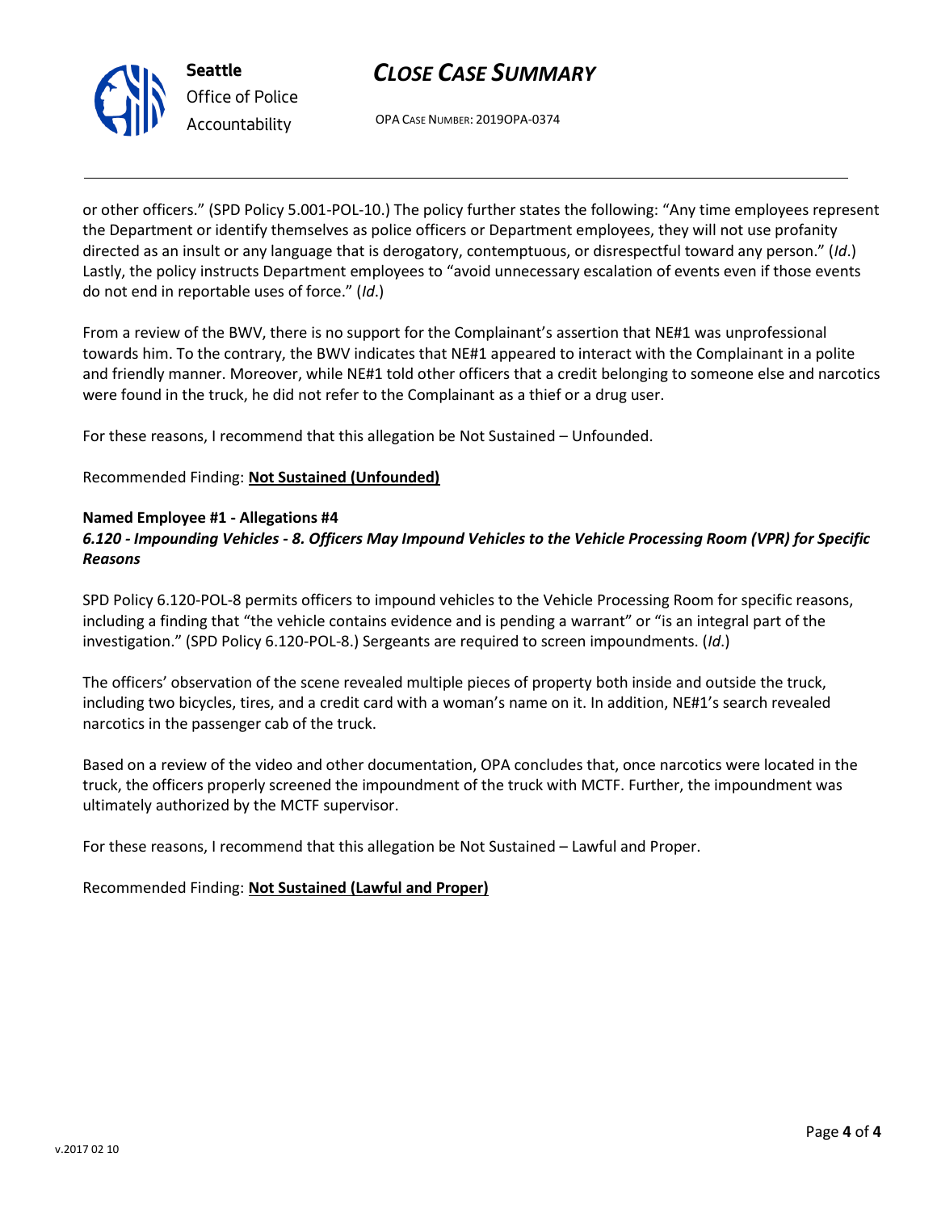or other officers." (SPD Policy 5.001-POL-10.) The policy further states the following: "Any time employees represent the Department or identify themselves as police officers or Department employees, they will not use profanity directed as an insult or any language that is derogatory, contemptuous, or disrespectful toward any person." (*Id*.) Lastly, the policy instructs Department employees to "avoid unnecessary escalation of events even if those events do not end in reportable uses of force." (*Id*.)

From a review of the BWV, there is no support for the Complainant's assertion that NE#1 was unprofessional towards him. To the contrary, the BWV indicates that NE#1 appeared to interact with the Complainant in a polite and friendly manner. Moreover, while NE#1 told other officers that a credit belonging to someone else and narcotics were found in the truck, he did not refer to the Complainant as a thief or a drug user.

For these reasons, I recommend that this allegation be Not Sustained – Unfounded.

Recommended Finding: **Not Sustained (Unfounded)**

**Named Employee #1 - Allegations #4**
***6.120 - Impounding Vehicles - 8. Officers May Impound Vehicles to the Vehicle Processing Room (VPR) for Specific Reasons***

SPD Policy 6.120-POL-8 permits officers to impound vehicles to the Vehicle Processing Room for specific reasons, including a finding that "the vehicle contains evidence and is pending a warrant" or "is an integral part of the investigation." (SPD Policy 6.120-POL-8.) Sergeants are required to screen impoundments. (*Id*.)

The officers' observation of the scene revealed multiple pieces of property both inside and outside the truck, including two bicycles, tires, and a credit card with a woman's name on it. In addition, NE#1's search revealed narcotics in the passenger cab of the truck.

Based on a review of the video and other documentation, OPA concludes that, once narcotics were located in the truck, the officers properly screened the impoundment of the truck with MCTF. Further, the impoundment was ultimately authorized by the MCTF supervisor.

For these reasons, I recommend that this allegation be Not Sustained – Lawful and Proper.

Recommended Finding: **Not Sustained (Lawful and Proper)**